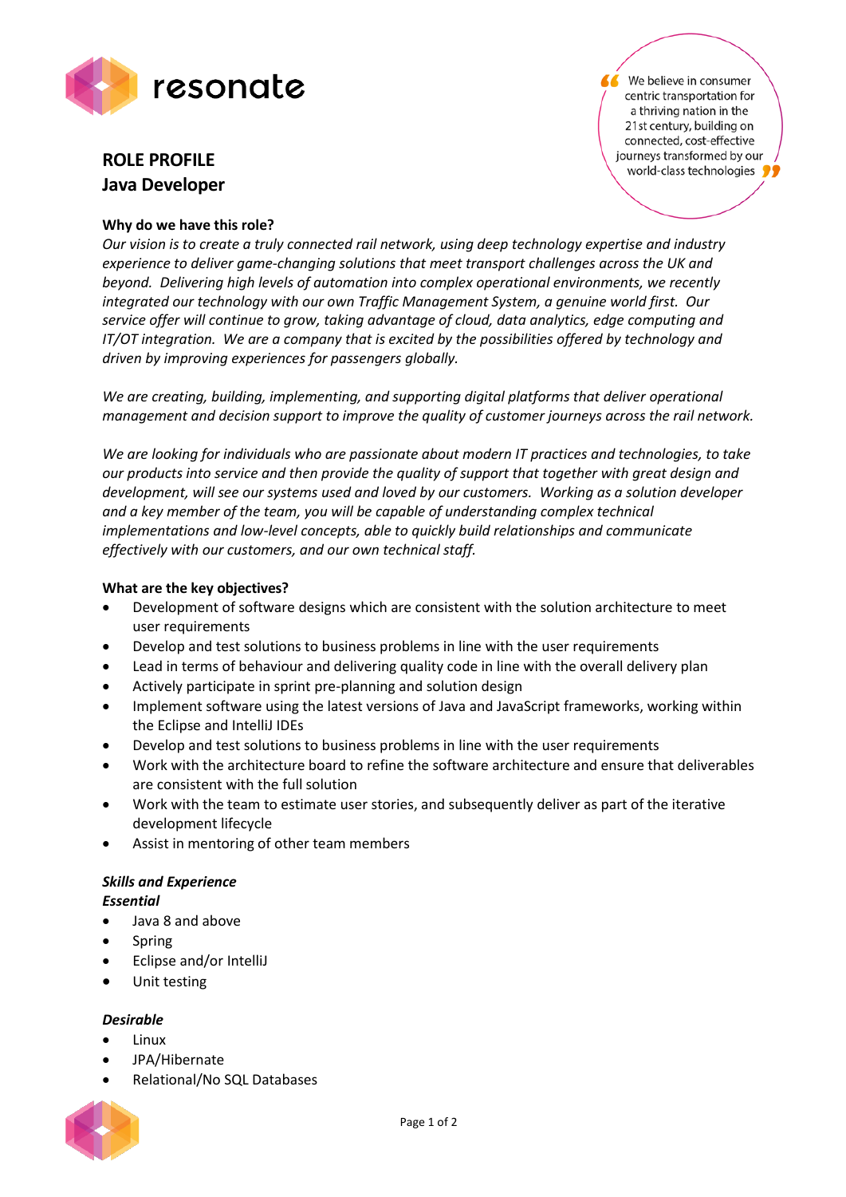resonate

> "We believe in consumer centric transportation for a thriving nation in the 21st century, building on connected, cost-effective journeys transformed by our world-class technologies"

# ROLE PROFILE
## Java Developer

**Why do we have this role?**

*Our vision is to create a truly connected rail network, using deep technology expertise and industry experience to deliver game-changing solutions that meet transport challenges across the UK and beyond. Delivering high levels of automation into complex operational environments, we recently integrated our technology with our own Traffic Management System, a genuine world first. Our service offer will continue to grow, taking advantage of cloud, data analytics, edge computing and IT/OT integration. We are a company that is excited by the possibilities offered by technology and driven by improving experiences for passengers globally.*

*We are creating, building, implementing, and supporting digital platforms that deliver operational management and decision support to improve the quality of customer journeys across the rail network.*

*We are looking for individuals who are passionate about modern IT practices and technologies, to take our products into service and then provide the quality of support that together with great design and development, will see our systems used and loved by our customers. Working as a solution developer and a key member of the team, you will be capable of understanding complex technical implementations and low-level concepts, able to quickly build relationships and communicate effectively with our customers, and our own technical staff.*

**What are the key objectives?**

- Development of software designs which are consistent with the solution architecture to meet user requirements
- Develop and test solutions to business problems in line with the user requirements
- Lead in terms of behaviour and delivering quality code in line with the overall delivery plan
- Actively participate in sprint pre-planning and solution design
- Implement software using the latest versions of Java and JavaScript frameworks, working within the Eclipse and IntelliJ IDEs
- Develop and test solutions to business problems in line with the user requirements
- Work with the architecture board to refine the software architecture and ensure that deliverables are consistent with the full solution
- Work with the team to estimate user stories, and subsequently deliver as part of the iterative development lifecycle
- Assist in mentoring of other team members

***Skills and Experience***

***Essential***

- Java 8 and above
- Spring
- Eclipse and/or IntelliJ
- Unit testing

***Desirable***

- Linux
- JPA/Hibernate
- Relational/No SQL Databases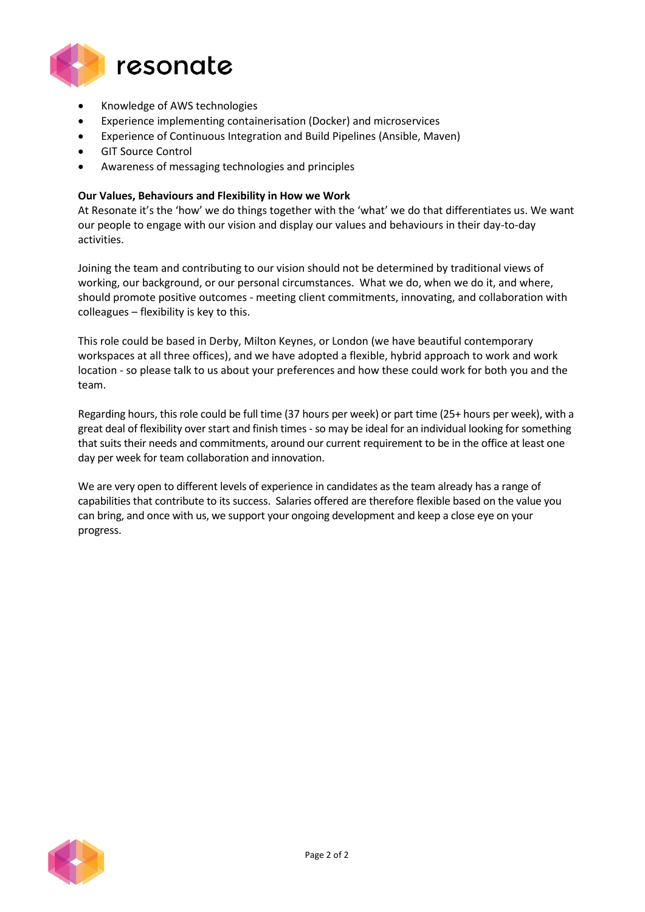- Knowledge of AWS technologies
- Experience implementing containerisation (Docker) and microservices
- Experience of Continuous Integration and Build Pipelines (Ansible, Maven)
- GIT Source Control
- Awareness of messaging technologies and principles

**Our Values, Behaviours and Flexibility in How we Work**

At Resonate it's the 'how' we do things together with the 'what' we do that differentiates us. We want our people to engage with our vision and display our values and behaviours in their day-to-day activities.

Joining the team and contributing to our vision should not be determined by traditional views of working, our background, or our personal circumstances. What we do, when we do it, and where, should promote positive outcomes - meeting client commitments, innovating, and collaboration with colleagues – flexibility is key to this.

This role could be based in Derby, Milton Keynes, or London (we have beautiful contemporary workspaces at all three offices), and we have adopted a flexible, hybrid approach to work and work location - so please talk to us about your preferences and how these could work for both you and the team.

Regarding hours, this role could be full time (37 hours per week) or part time (25+ hours per week), with a great deal of flexibility over start and finish times - so may be ideal for an individual looking for something that suits their needs and commitments, around our current requirement to be in the office at least one day per week for team collaboration and innovation.

We are very open to different levels of experience in candidates as the team already has a range of capabilities that contribute to its success. Salaries offered are therefore flexible based on the value you can bring, and once with us, we support your ongoing development and keep a close eye on your progress.